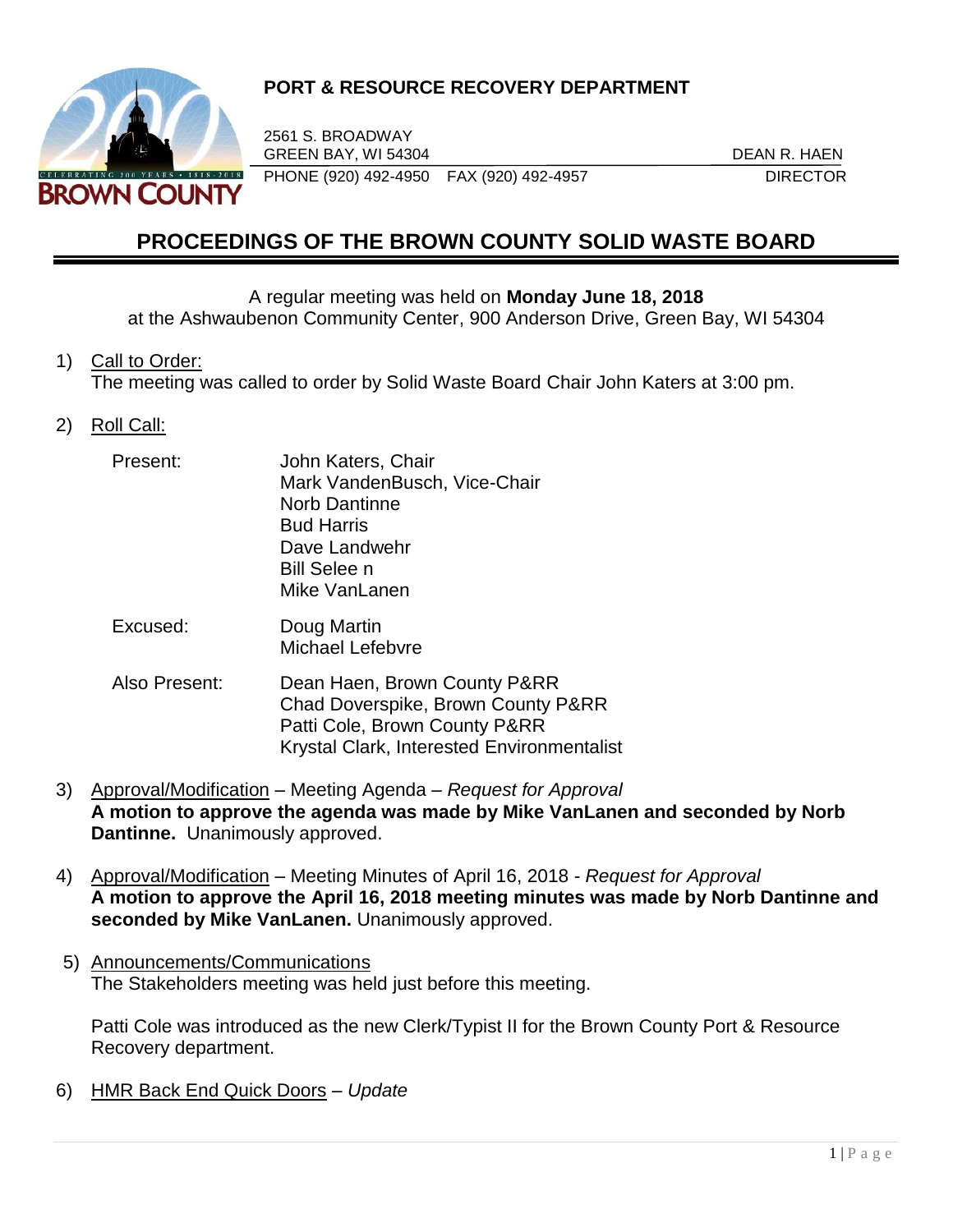**PORT & RESOURCE RECOVERY DEPARTMENT**

2561 S. BROADWAY
GREEN BAY, WI 54304
PHONE (920) 492-4950 FAX (920) 492-4957

DEAN R. HAEN
DIRECTOR

# PROCEEDINGS OF THE BROWN COUNTY SOLID WASTE BOARD

A regular meeting was held on **Monday June 18, 2018**
at the Ashwaubenon Community Center, 900 Anderson Drive, Green Bay, WI 54304

1) Call to Order:
The meeting was called to order by Solid Waste Board Chair John Katers at 3:00 pm.

2) Roll Call:

| | |
|---|---|
| Present: | John Katers, Chair<br>Mark VandenBusch, Vice-Chair<br>Norb Dantinne<br>Bud Harris<br>Dave Landwehr<br>Bill Selee n<br>Mike VanLanen |
| Excused: | Doug Martin<br>Michael Lefebvre |
| Also Present: | Dean Haen, Brown County P&RR<br>Chad Doverspike, Brown County P&RR<br>Patti Cole, Brown County P&RR<br>Krystal Clark, Interested Environmentalist |

3) Approval/Modification – Meeting Agenda – *Request for Approval*
**A motion to approve the agenda was made by Mike VanLanen and seconded by Norb Dantinne.** Unanimously approved.

4) Approval/Modification – Meeting Minutes of April 16, 2018 - *Request for Approval*
**A motion to approve the April 16, 2018 meeting minutes was made by Norb Dantinne and seconded by Mike VanLanen.** Unanimously approved.

5) Announcements/Communications
The Stakeholders meeting was held just before this meeting.

Patti Cole was introduced as the new Clerk/Typist II for the Brown County Port & Resource Recovery department.

6) HMR Back End Quick Doors – *Update*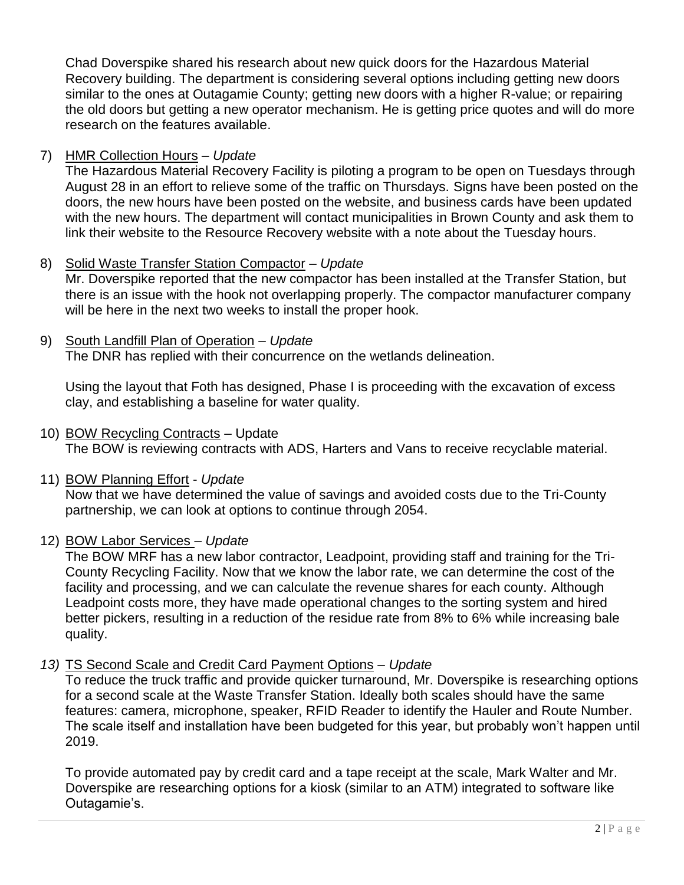Chad Doverspike shared his research about new quick doors for the Hazardous Material Recovery building. The department is considering several options including getting new doors similar to the ones at Outagamie County; getting new doors with a higher R-value; or repairing the old doors but getting a new operator mechanism. He is getting price quotes and will do more research on the features available.

7) HMR Collection Hours – *Update*

   The Hazardous Material Recovery Facility is piloting a program to be open on Tuesdays through August 28 in an effort to relieve some of the traffic on Thursdays. Signs have been posted on the doors, the new hours have been posted on the website, and business cards have been updated with the new hours. The department will contact municipalities in Brown County and ask them to link their website to the Resource Recovery website with a note about the Tuesday hours.

8) Solid Waste Transfer Station Compactor – *Update*

   Mr. Doverspike reported that the new compactor has been installed at the Transfer Station, but there is an issue with the hook not overlapping properly. The compactor manufacturer company will be here in the next two weeks to install the proper hook.

9) South Landfill Plan of Operation – *Update*

   The DNR has replied with their concurrence on the wetlands delineation.

   Using the layout that Foth has designed, Phase I is proceeding with the excavation of excess clay, and establishing a baseline for water quality.

10) BOW Recycling Contracts – Update

    The BOW is reviewing contracts with ADS, Harters and Vans to receive recyclable material.

11) BOW Planning Effort - *Update*

    Now that we have determined the value of savings and avoided costs due to the Tri-County partnership, we can look at options to continue through 2054.

12) BOW Labor Services – *Update*

    The BOW MRF has a new labor contractor, Leadpoint, providing staff and training for the Tri-County Recycling Facility. Now that we know the labor rate, we can determine the cost of the facility and processing, and we can calculate the revenue shares for each county. Although Leadpoint costs more, they have made operational changes to the sorting system and hired better pickers, resulting in a reduction of the residue rate from 8% to 6% while increasing bale quality.

*13)* TS Second Scale and Credit Card Payment Options – *Update*

    To reduce the truck traffic and provide quicker turnaround, Mr. Doverspike is researching options for a second scale at the Waste Transfer Station. Ideally both scales should have the same features: camera, microphone, speaker, RFID Reader to identify the Hauler and Route Number. The scale itself and installation have been budgeted for this year, but probably won't happen until 2019.

    To provide automated pay by credit card and a tape receipt at the scale, Mark Walter and Mr. Doverspike are researching options for a kiosk (similar to an ATM) integrated to software like Outagamie's.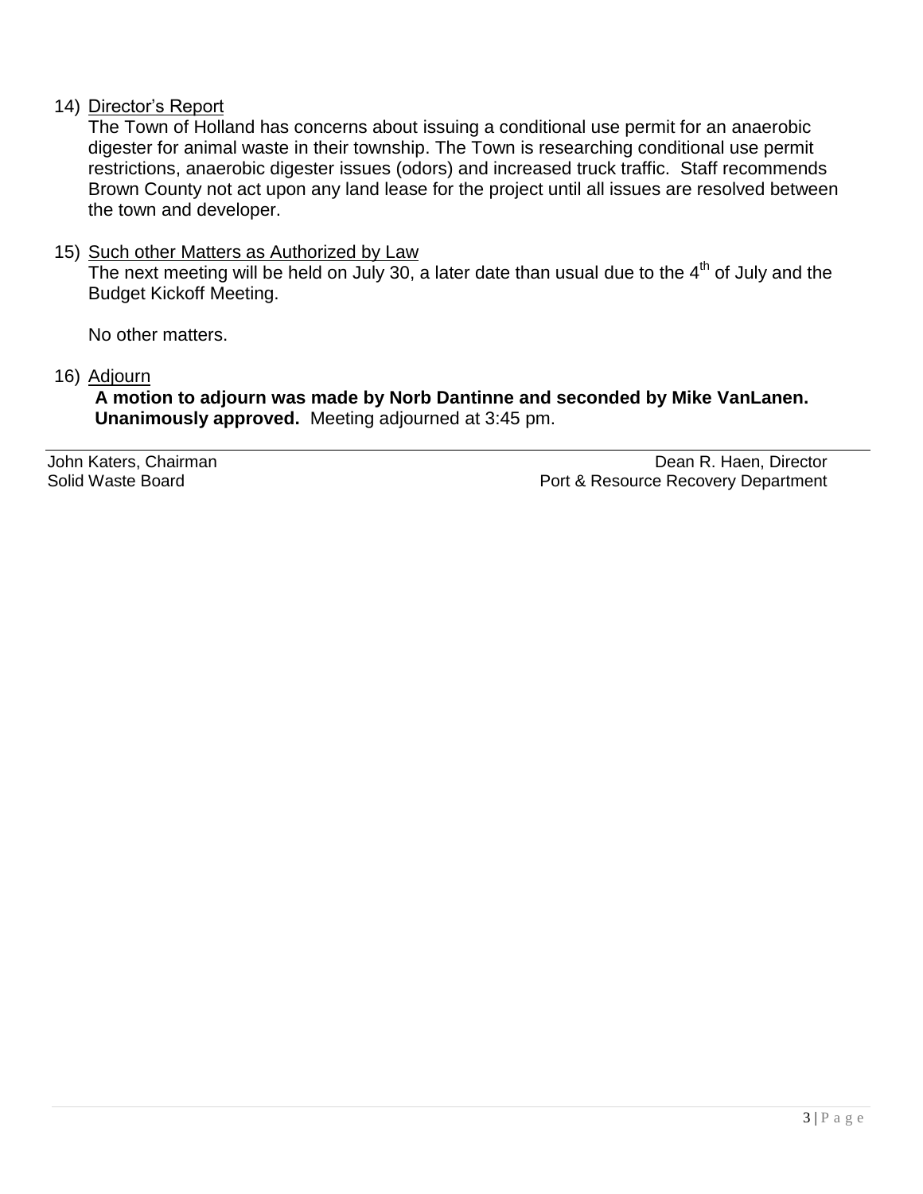14) Director's Report

The Town of Holland has concerns about issuing a conditional use permit for an anaerobic digester for animal waste in their township. The Town is researching conditional use permit restrictions, anaerobic digester issues (odors) and increased truck traffic. Staff recommends Brown County not act upon any land lease for the project until all issues are resolved between the town and developer.

15) Such other Matters as Authorized by Law

The next meeting will be held on July 30, a later date than usual due to the 4th of July and the Budget Kickoff Meeting.

No other matters.

16) Adjourn

**A motion to adjourn was made by Norb Dantinne and seconded by Mike VanLanen. Unanimously approved.** Meeting adjourned at 3:45 pm.

---

John Katers, Chairman
Solid Waste Board

Dean R. Haen, Director
Port & Resource Recovery Department